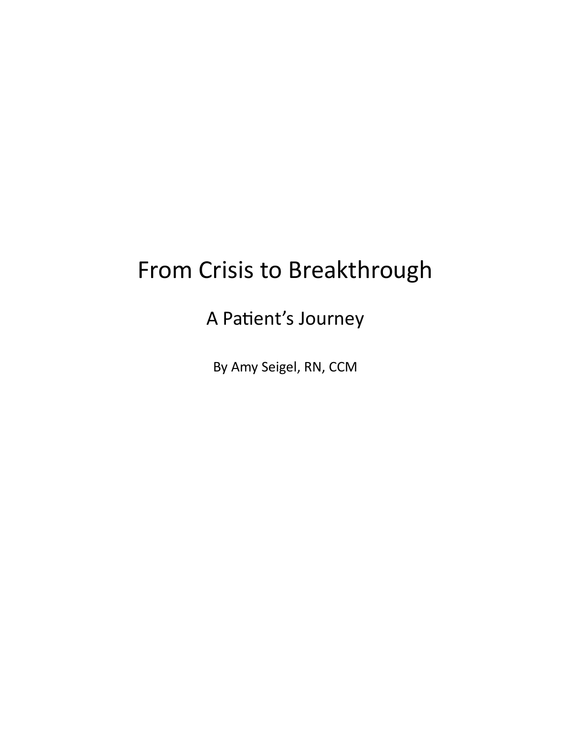# From Crisis to Breakthrough

## A Patient's Journey

By Amy Seigel, RN, CCM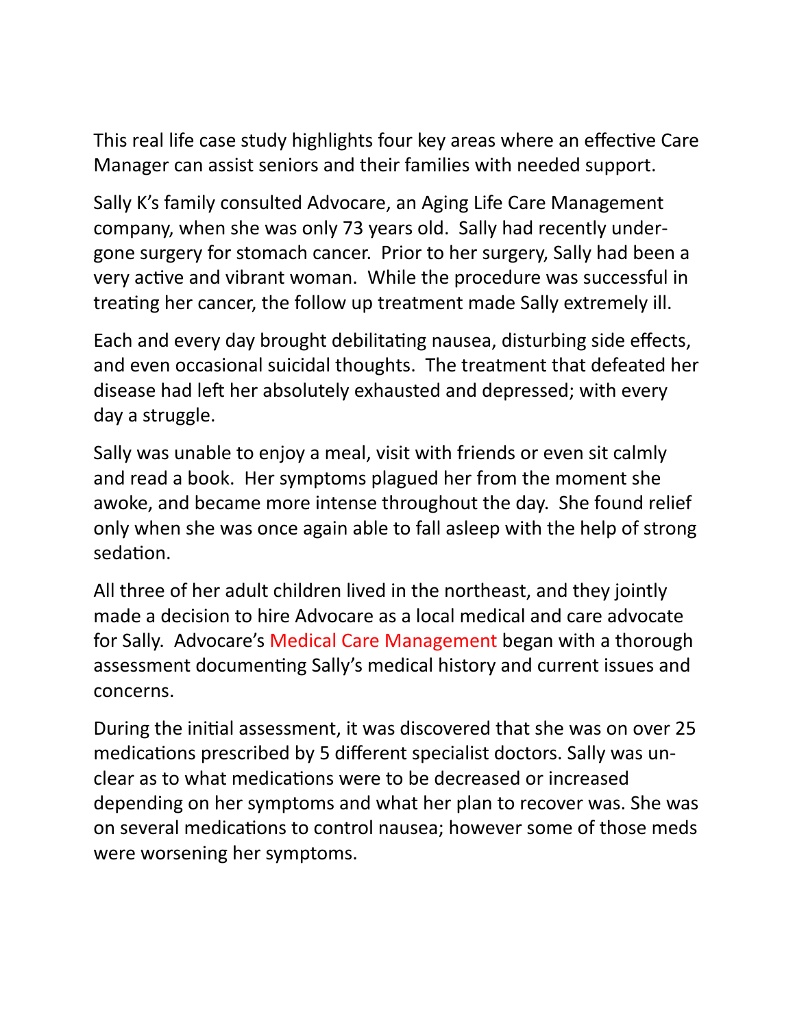This real life case study highlights four key areas where an effective Care Manager can assist seniors and their families with needed support.

Sally K's family consulted Advocare, an Aging Life Care Management company, when she was only 73 years old. Sally had recently undergone surgery for stomach cancer. Prior to her surgery, Sally had been a very active and vibrant woman. While the procedure was successful in treating her cancer, the follow up treatment made Sally extremely ill.

Each and every day brought debilitating nausea, disturbing side effects, and even occasional suicidal thoughts. The treatment that defeated her disease had left her absolutely exhausted and depressed; with every day a struggle.

Sally was unable to enjoy a meal, visit with friends or even sit calmly and read a book. Her symptoms plagued her from the moment she awoke, and became more intense throughout the day. She found relief only when she was once again able to fall asleep with the help of strong sedation.

All three of her adult children lived in the northeast, and they jointly made a decision to hire Advocare as a local medical and care advocate for Sally. Advocare's Medical Care Management began with a thorough assessment documenting Sally's medical history and current issues and concerns.

During the initial assessment, it was discovered that she was on over 25 medications prescribed by 5 different specialist doctors. Sally was unclear as to what medications were to be decreased or increased depending on her symptoms and what her plan to recover was. She was on several medications to control nausea; however some of those meds were worsening her symptoms.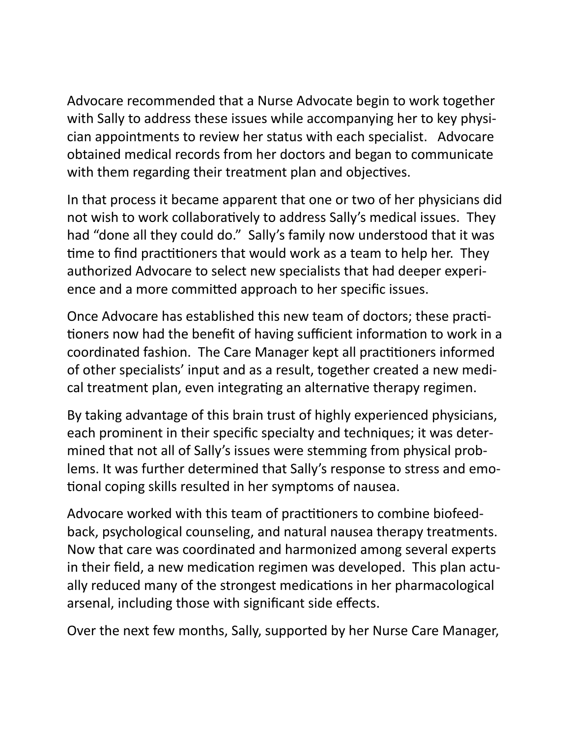Advocare recommended that a Nurse Advocate begin to work together with Sally to address these issues while accompanying her to key physician appointments to review her status with each specialist. Advocare obtained medical records from her doctors and began to communicate with them regarding their treatment plan and objectives.

In that process it became apparent that one or two of her physicians did not wish to work collaboratively to address Sally's medical issues. They had "done all they could do." Sally's family now understood that it was time to find practitioners that would work as a team to help her. They authorized Advocare to select new specialists that had deeper experience and a more committed approach to her specific issues.

Once Advocare has established this new team of doctors; these practitioners now had the benefit of having sufficient information to work in a coordinated fashion. The Care Manager kept all practitioners informed of other specialists' input and as a result, together created a new medical treatment plan, even integrating an alternative therapy regimen.

By taking advantage of this brain trust of highly experienced physicians, each prominent in their specific specialty and techniques; it was determined that not all of Sally's issues were stemming from physical problems. It was further determined that Sally's response to stress and emotional coping skills resulted in her symptoms of nausea.

Advocare worked with this team of practitioners to combine biofeedback, psychological counseling, and natural nausea therapy treatments. Now that care was coordinated and harmonized among several experts in their field, a new medication regimen was developed. This plan actually reduced many of the strongest medications in her pharmacological arsenal, including those with significant side effects.

Over the next few months, Sally, supported by her Nurse Care Manager,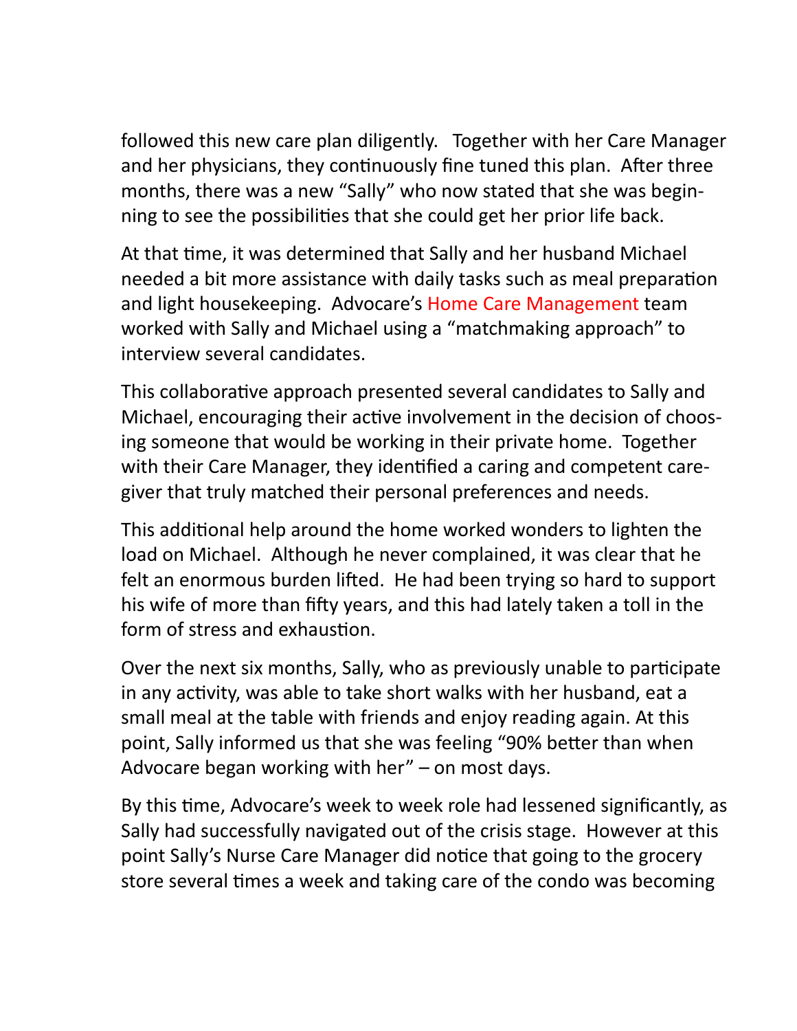followed this new care plan diligently. Together with her Care Manager and her physicians, they continuously fine tuned this plan. After three months, there was a new "Sally" who now stated that she was beginning to see the possibilities that she could get her prior life back.

At that time, it was determined that Sally and her husband Michael needed a bit more assistance with daily tasks such as meal preparation and light housekeeping. Advocare's Home Care Management team worked with Sally and Michael using a "matchmaking approach" to interview several candidates.

This collaborative approach presented several candidates to Sally and Michael, encouraging their active involvement in the decision of choosing someone that would be working in their private home. Together with their Care Manager, they identified a caring and competent caregiver that truly matched their personal preferences and needs.

This additional help around the home worked wonders to lighten the load on Michael. Although he never complained, it was clear that he felt an enormous burden lifted. He had been trying so hard to support his wife of more than fifty years, and this had lately taken a toll in the form of stress and exhaustion.

Over the next six months, Sally, who as previously unable to participate in any activity, was able to take short walks with her husband, eat a small meal at the table with friends and enjoy reading again. At this point, Sally informed us that she was feeling "90% better than when Advocare began working with her" – on most days.

By this time, Advocare's week to week role had lessened significantly, as Sally had successfully navigated out of the crisis stage. However at this point Sally's Nurse Care Manager did notice that going to the grocery store several times a week and taking care of the condo was becoming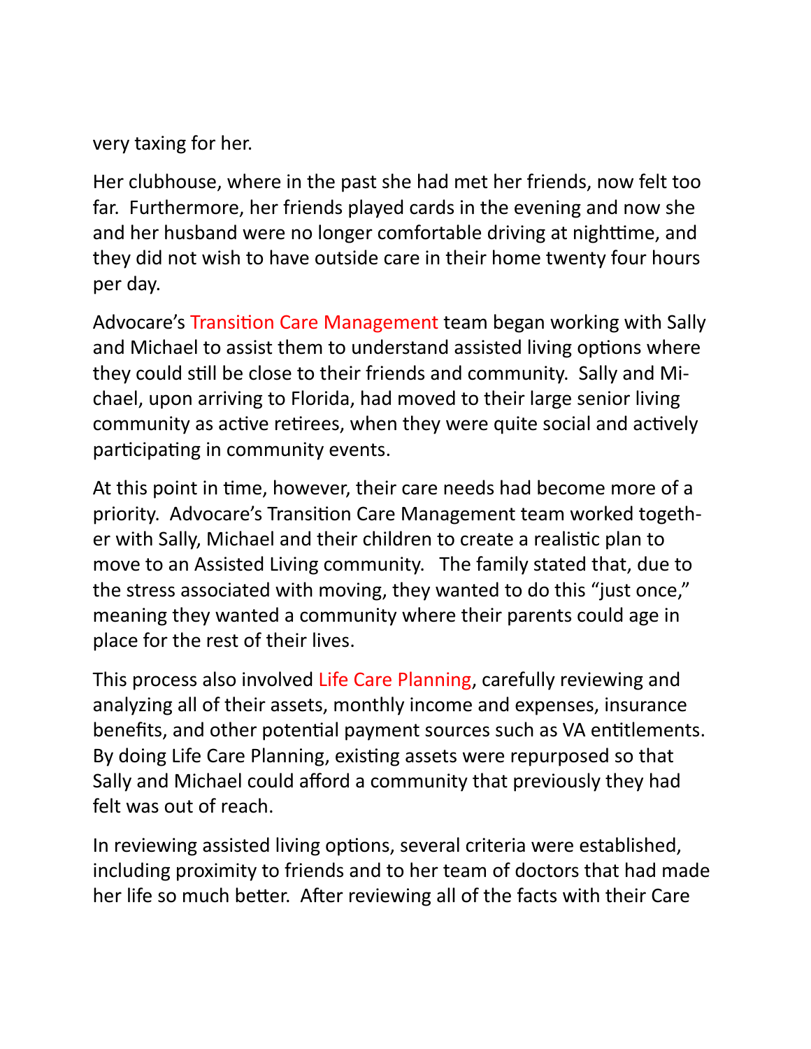very taxing for her.

Her clubhouse, where in the past she had met her friends, now felt too far. Furthermore, her friends played cards in the evening and now she and her husband were no longer comfortable driving at nighttime, and they did not wish to have outside care in their home twenty four hours per day.

Advocare's Transition Care Management team began working with Sally and Michael to assist them to understand assisted living options where they could still be close to their friends and community. Sally and Michael, upon arriving to Florida, had moved to their large senior living community as active retirees, when they were quite social and actively participating in community events.

At this point in time, however, their care needs had become more of a priority. Advocare's Transition Care Management team worked together with Sally, Michael and their children to create a realistic plan to move to an Assisted Living community. The family stated that, due to the stress associated with moving, they wanted to do this "just once," meaning they wanted a community where their parents could age in place for the rest of their lives.

This process also involved Life Care Planning, carefully reviewing and analyzing all of their assets, monthly income and expenses, insurance benefits, and other potential payment sources such as VA entitlements. By doing Life Care Planning, existing assets were repurposed so that Sally and Michael could afford a community that previously they had felt was out of reach.

In reviewing assisted living options, several criteria were established, including proximity to friends and to her team of doctors that had made her life so much better. After reviewing all of the facts with their Care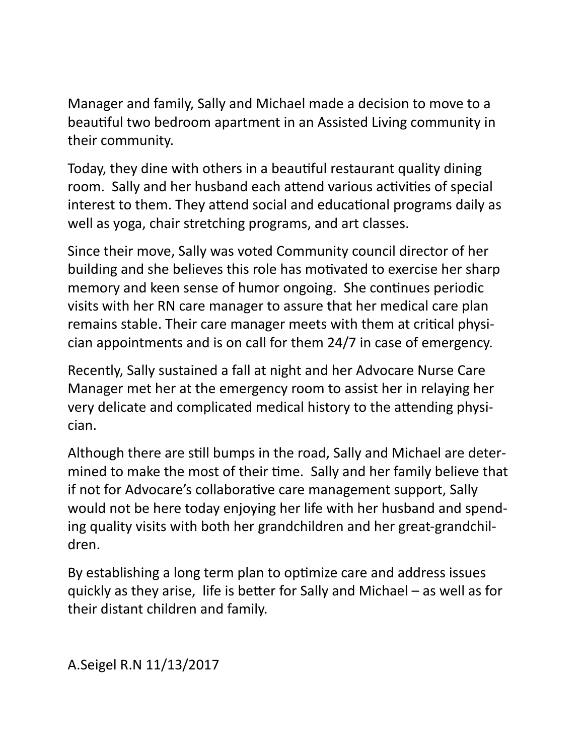Manager and family, Sally and Michael made a decision to move to a beautiful two bedroom apartment in an Assisted Living community in their community.

Today, they dine with others in a beautiful restaurant quality dining room. Sally and her husband each attend various activities of special interest to them. They attend social and educational programs daily as well as yoga, chair stretching programs, and art classes.

Since their move, Sally was voted Community council director of her building and she believes this role has motivated to exercise her sharp memory and keen sense of humor ongoing. She continues periodic visits with her RN care manager to assure that her medical care plan remains stable. Their care manager meets with them at critical physician appointments and is on call for them 24/7 in case of emergency.

Recently, Sally sustained a fall at night and her Advocare Nurse Care Manager met her at the emergency room to assist her in relaying her very delicate and complicated medical history to the attending physician.

Although there are still bumps in the road, Sally and Michael are determined to make the most of their time. Sally and her family believe that if not for Advocare's collaborative care management support, Sally would not be here today enjoying her life with her husband and spending quality visits with both her grandchildren and her great-grandchildren.

By establishing a long term plan to optimize care and address issues quickly as they arise, life is better for Sally and Michael – as well as for their distant children and family.

A.Seigel R.N 11/13/2017